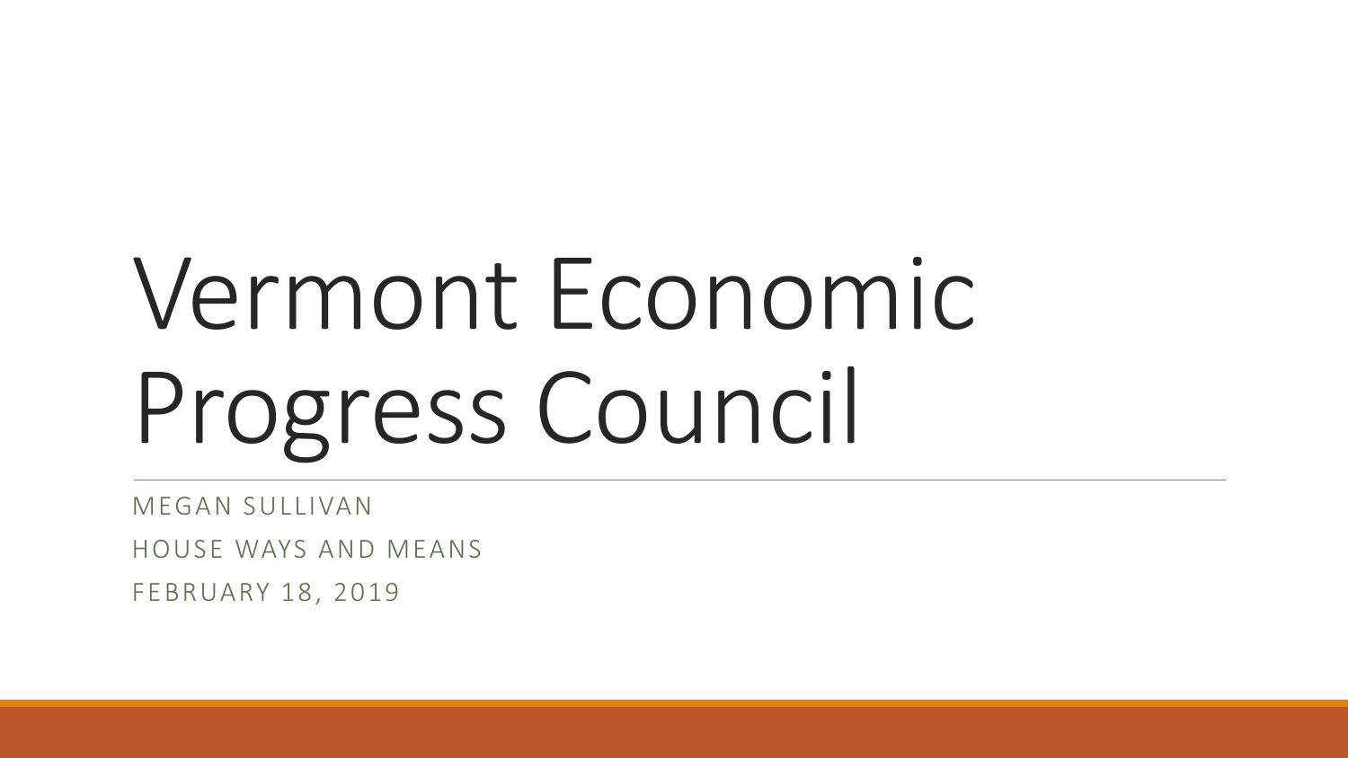# Vermont Economic Progress Council

MEGAN SULLIVAN

HOUSE WAYS AND MEANS

FEBRUARY 18, 2019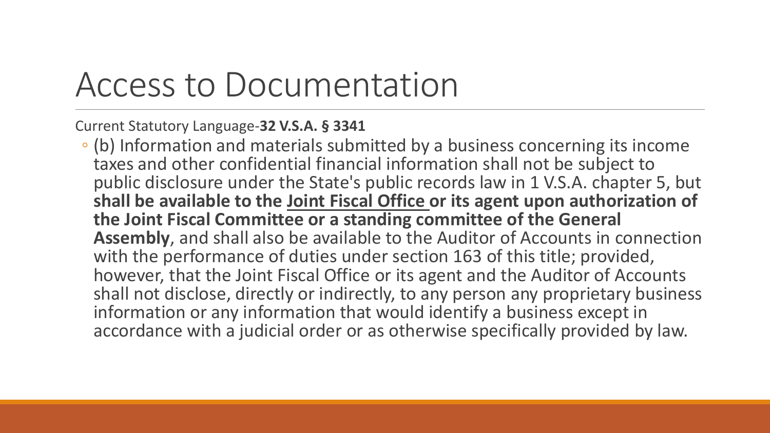# Access to Documentation

Current Statutory Language-**32 V.S.A. § 3341**

- (b) Information and materials submitted by a business concerning its income taxes and other confidential financial information shall not be subject to public disclosure under the State's public records law in 1 V.S.A. chapter 5, but **shall be available to the <u>Joint Fiscal Office</u> or its agent upon authorization of the Joint Fiscal Committee or a standing committee of the General Assembly**, and shall also be available to the Auditor of Accounts in connection with the performance of duties under section 163 of this title; provided, however, that the Joint Fiscal Office or its agent and the Auditor of Accounts shall not disclose, directly or indirectly, to any person any proprietary business information or any information that would identify a business except in accordance with a judicial order or as otherwise specifically provided by law.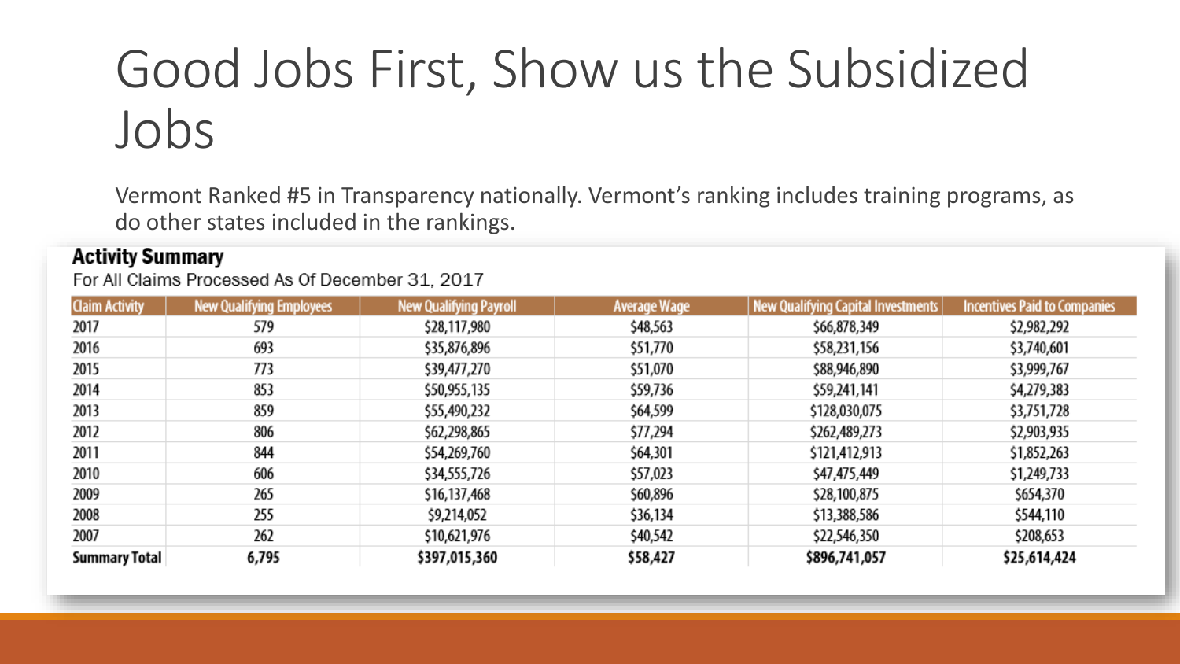# Good Jobs First, Show us the Subsidized Jobs

Vermont Ranked #5 in Transparency nationally. Vermont's ranking includes training programs, as do other states included in the rankings.

**Activity Summary**

For All Claims Processed As Of December 31, 2017

| Claim Activity | New Qualifying Employees | New Qualifying Payroll | Average Wage | New Qualifying Capital Investments | Incentives Paid to Companies |
|---|---|---|---|---|---|
| 2017 | 579 | $28,117,980 | $48,563 | $66,878,349 | $2,982,292 |
| 2016 | 693 | $35,876,896 | $51,770 | $58,231,156 | $3,740,601 |
| 2015 | 773 | $39,477,270 | $51,070 | $88,946,890 | $3,999,767 |
| 2014 | 853 | $50,955,135 | $59,736 | $59,241,141 | $4,279,383 |
| 2013 | 859 | $55,490,232 | $64,599 | $128,030,075 | $3,751,728 |
| 2012 | 806 | $62,298,865 | $77,294 | $262,489,273 | $2,903,935 |
| 2011 | 844 | $54,269,760 | $64,301 | $121,412,913 | $1,852,263 |
| 2010 | 606 | $34,555,726 | $57,023 | $47,475,449 | $1,249,733 |
| 2009 | 265 | $16,137,468 | $60,896 | $28,100,875 | $654,370 |
| 2008 | 255 | $9,214,052 | $36,134 | $13,388,586 | $544,110 |
| 2007 | 262 | $10,621,976 | $40,542 | $22,546,350 | $208,653 |
| **Summary Total** | **6,795** | **$397,015,360** | **$58,427** | **$896,741,057** | **$25,614,424** |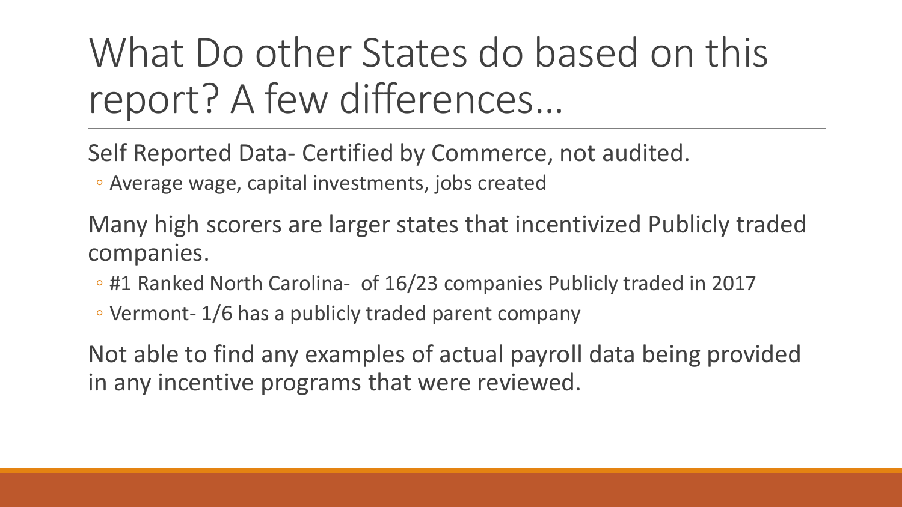# What Do other States do based on this report? A few differences…

Self Reported Data- Certified by Commerce, not audited.

- Average wage, capital investments, jobs created

Many high scorers are larger states that incentivized Publicly traded companies.

- #1 Ranked North Carolina- of 16/23 companies Publicly traded in 2017
- Vermont- 1/6 has a publicly traded parent company

Not able to find any examples of actual payroll data being provided in any incentive programs that were reviewed.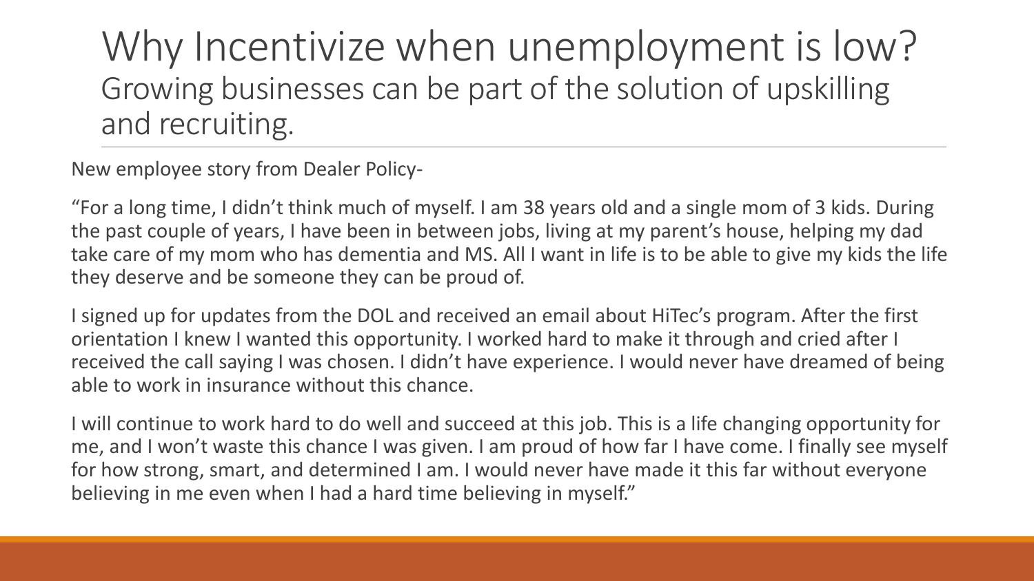# Why Incentivize when unemployment is low?

## Growing businesses can be part of the solution of upskilling and recruiting.

New employee story from Dealer Policy-

"For a long time, I didn't think much of myself. I am 38 years old and a single mom of 3 kids. During the past couple of years, I have been in between jobs, living at my parent's house, helping my dad take care of my mom who has dementia and MS. All I want in life is to be able to give my kids the life they deserve and be someone they can be proud of.

I signed up for updates from the DOL and received an email about HiTec's program. After the first orientation I knew I wanted this opportunity. I worked hard to make it through and cried after I received the call saying I was chosen. I didn't have experience. I would never have dreamed of being able to work in insurance without this chance.

I will continue to work hard to do well and succeed at this job. This is a life changing opportunity for me, and I won't waste this chance I was given. I am proud of how far I have come. I finally see myself for how strong, smart, and determined I am. I would never have made it this far without everyone believing in me even when I had a hard time believing in myself."